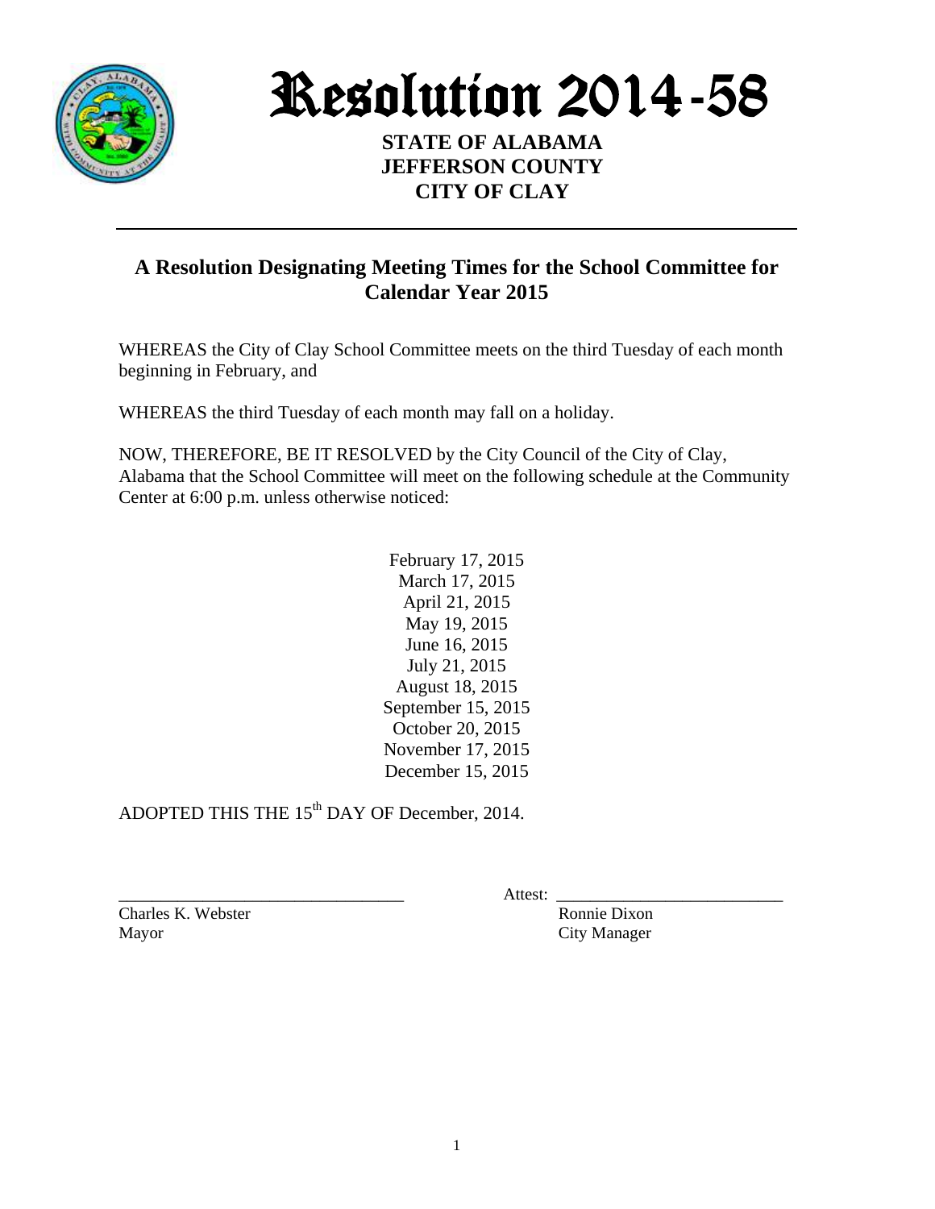# Resolution 2014-58

**STATE OF ALABAMA**
**JEFFERSON COUNTY**
**CITY OF CLAY**

---

## A Resolution Designating Meeting Times for the School Committee for Calendar Year 2015

WHEREAS the City of Clay School Committee meets on the third Tuesday of each month beginning in February, and

WHEREAS the third Tuesday of each month may fall on a holiday.

NOW, THEREFORE, BE IT RESOLVED by the City Council of the City of Clay, Alabama that the School Committee will meet on the following schedule at the Community Center at 6:00 p.m. unless otherwise noticed:

February 17, 2015
March 17, 2015
April 21, 2015
May 19, 2015
June 16, 2015
July 21, 2015
August 18, 2015
September 15, 2015
October 20, 2015
November 17, 2015
December 15, 2015

ADOPTED THIS THE 15th DAY OF December, 2014.

\_\_\_\_\_\_\_\_\_\_\_\_\_\_\_\_\_\_\_\_\_\_\_\_\_\_\_\_\_\_\_\_\_
Charles K. Webster
Mayor

Attest: \_\_\_\_\_\_\_\_\_\_\_\_\_\_\_\_\_\_\_\_\_\_\_\_\_\_\_
Ronnie Dixon
City Manager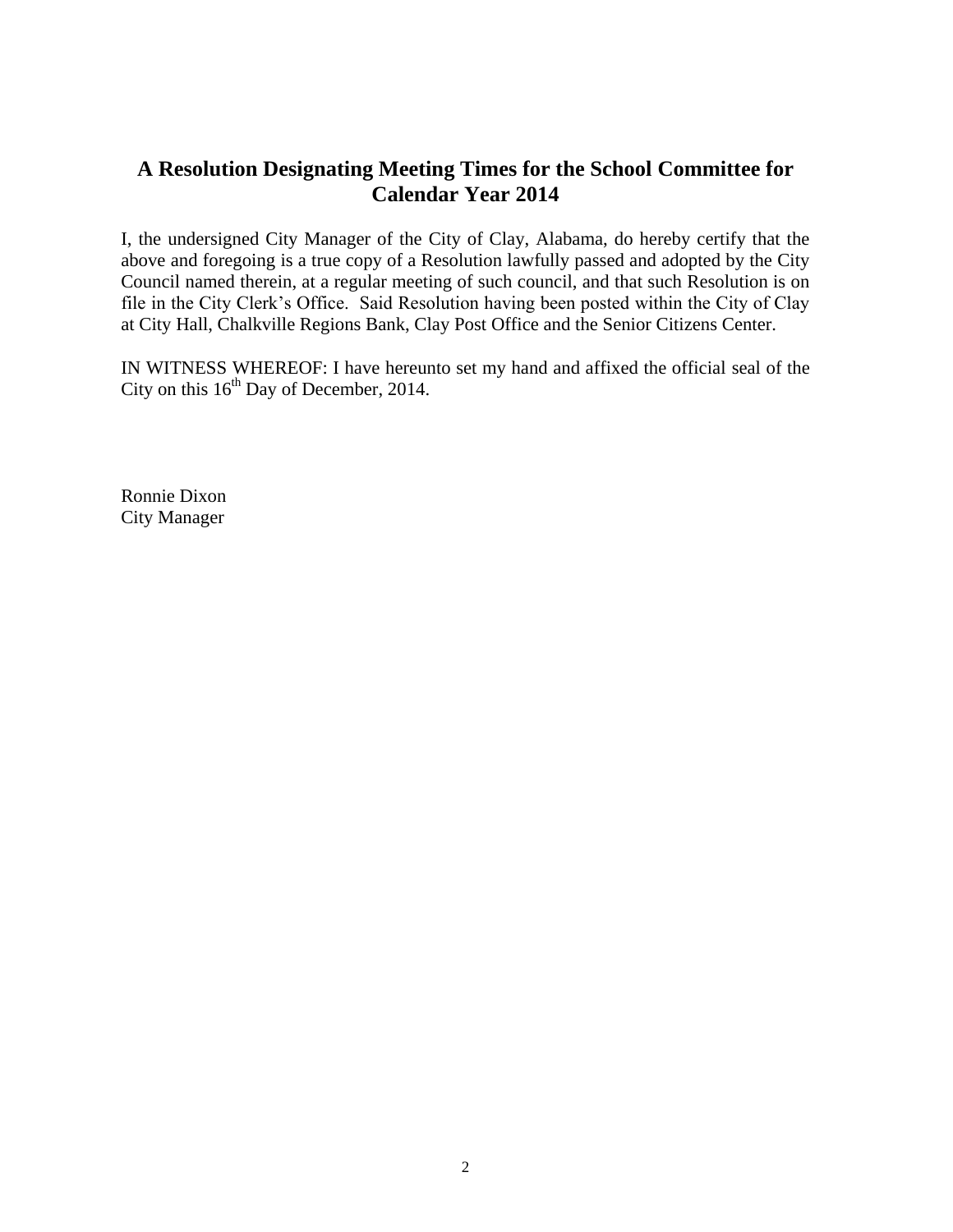## A Resolution Designating Meeting Times for the School Committee for Calendar Year 2014

I, the undersigned City Manager of the City of Clay, Alabama, do hereby certify that the above and foregoing is a true copy of a Resolution lawfully passed and adopted by the City Council named therein, at a regular meeting of such council, and that such Resolution is on file in the City Clerk's Office. Said Resolution having been posted within the City of Clay at City Hall, Chalkville Regions Bank, Clay Post Office and the Senior Citizens Center.

IN WITNESS WHEREOF: I have hereunto set my hand and affixed the official seal of the City on this 16th Day of December, 2014.

Ronnie Dixon
City Manager